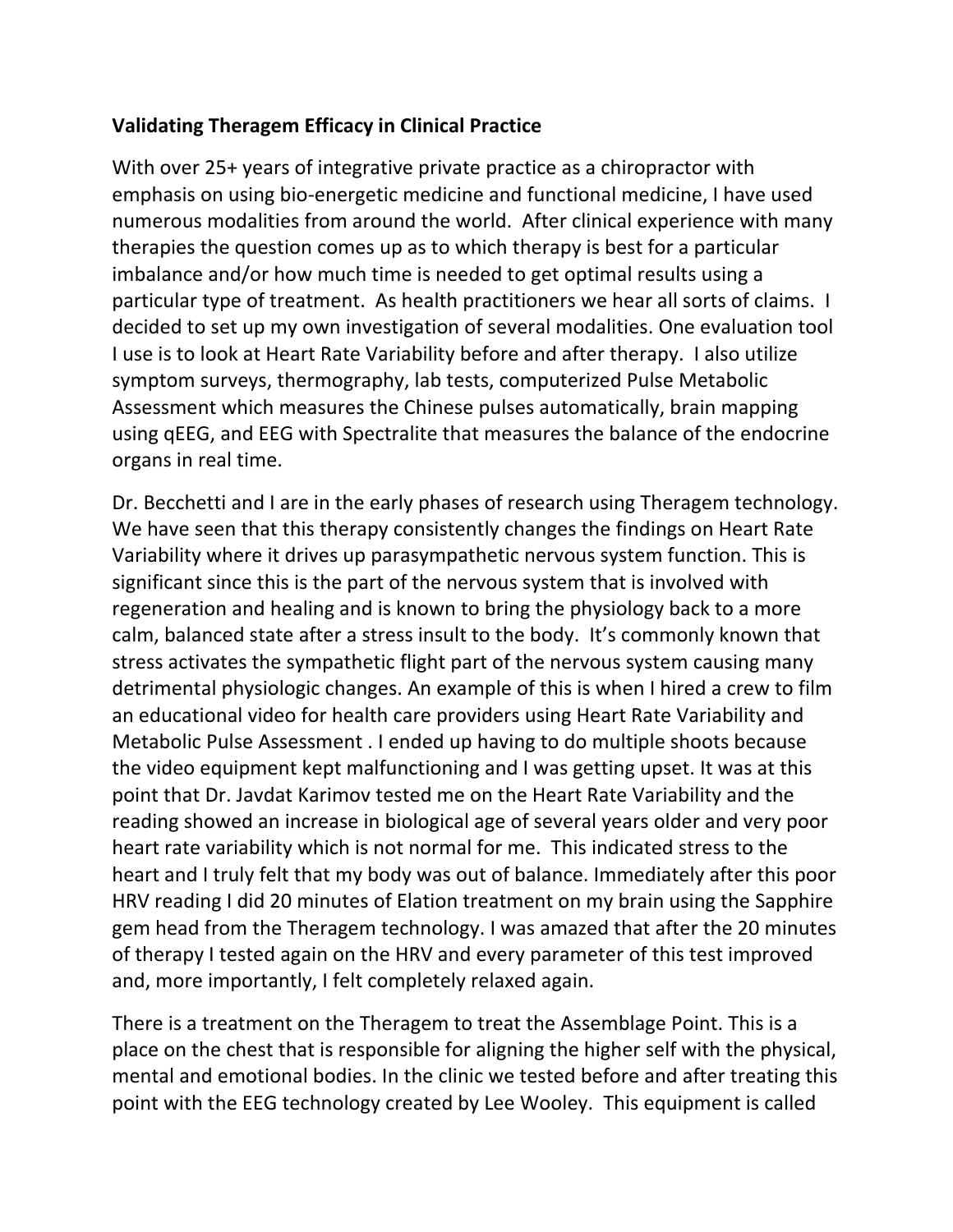**Validating Theragem Efficacy in Clinical Practice**

With over 25+ years of integrative private practice as a chiropractor with emphasis on using bio-energetic medicine and functional medicine, I have used numerous modalities from around the world. After clinical experience with many therapies the question comes up as to which therapy is best for a particular imbalance and/or how much time is needed to get optimal results using a particular type of treatment. As health practitioners we hear all sorts of claims. I decided to set up my own investigation of several modalities. One evaluation tool I use is to look at Heart Rate Variability before and after therapy. I also utilize symptom surveys, thermography, lab tests, computerized Pulse Metabolic Assessment which measures the Chinese pulses automatically, brain mapping using qEEG, and EEG with Spectralite that measures the balance of the endocrine organs in real time.

Dr. Becchetti and I are in the early phases of research using Theragem technology. We have seen that this therapy consistently changes the findings on Heart Rate Variability where it drives up parasympathetic nervous system function. This is significant since this is the part of the nervous system that is involved with regeneration and healing and is known to bring the physiology back to a more calm, balanced state after a stress insult to the body. It's commonly known that stress activates the sympathetic flight part of the nervous system causing many detrimental physiologic changes. An example of this is when I hired a crew to film an educational video for health care providers using Heart Rate Variability and Metabolic Pulse Assessment . I ended up having to do multiple shoots because the video equipment kept malfunctioning and I was getting upset. It was at this point that Dr. Javdat Karimov tested me on the Heart Rate Variability and the reading showed an increase in biological age of several years older and very poor heart rate variability which is not normal for me. This indicated stress to the heart and I truly felt that my body was out of balance. Immediately after this poor HRV reading I did 20 minutes of Elation treatment on my brain using the Sapphire gem head from the Theragem technology. I was amazed that after the 20 minutes of therapy I tested again on the HRV and every parameter of this test improved and, more importantly, I felt completely relaxed again.

There is a treatment on the Theragem to treat the Assemblage Point. This is a place on the chest that is responsible for aligning the higher self with the physical, mental and emotional bodies. In the clinic we tested before and after treating this point with the EEG technology created by Lee Wooley. This equipment is called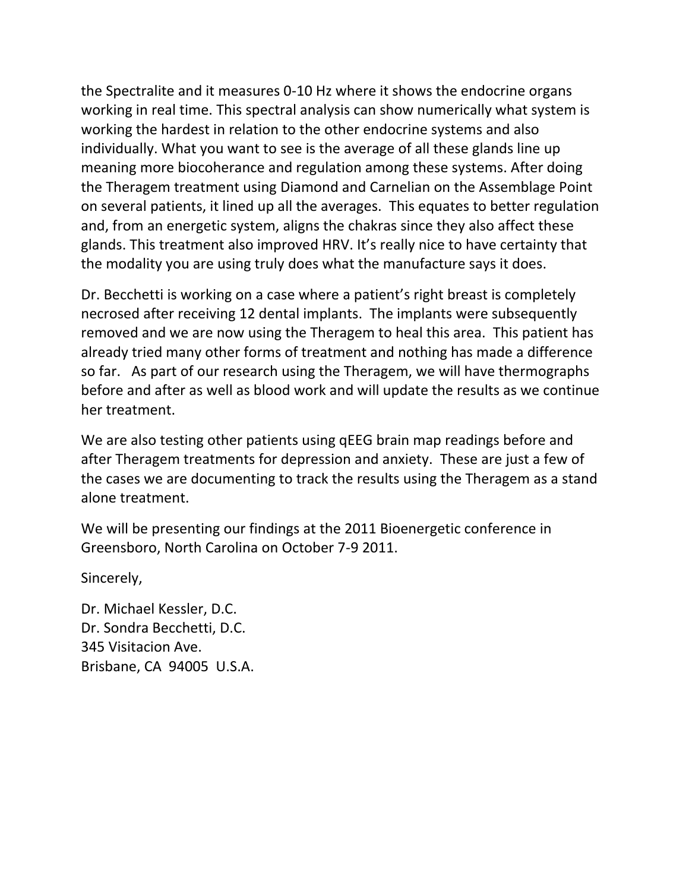the Spectralite and it measures 0-10 Hz where it shows the endocrine organs working in real time. This spectral analysis can show numerically what system is working the hardest in relation to the other endocrine systems and also individually. What you want to see is the average of all these glands line up meaning more biocoherance and regulation among these systems. After doing the Theragem treatment using Diamond and Carnelian on the Assemblage Point on several patients, it lined up all the averages. This equates to better regulation and, from an energetic system, aligns the chakras since they also affect these glands. This treatment also improved HRV. It's really nice to have certainty that the modality you are using truly does what the manufacture says it does.

Dr. Becchetti is working on a case where a patient's right breast is completely necrosed after receiving 12 dental implants. The implants were subsequently removed and we are now using the Theragem to heal this area. This patient has already tried many other forms of treatment and nothing has made a difference so far. As part of our research using the Theragem, we will have thermographs before and after as well as blood work and will update the results as we continue her treatment.

We are also testing other patients using qEEG brain map readings before and after Theragem treatments for depression and anxiety. These are just a few of the cases we are documenting to track the results using the Theragem as a stand alone treatment.

We will be presenting our findings at the 2011 Bioenergetic conference in Greensboro, North Carolina on October 7-9 2011.

Sincerely,

Dr. Michael Kessler, D.C.
Dr. Sondra Becchetti, D.C.
345 Visitacion Ave.
Brisbane, CA 94005 U.S.A.